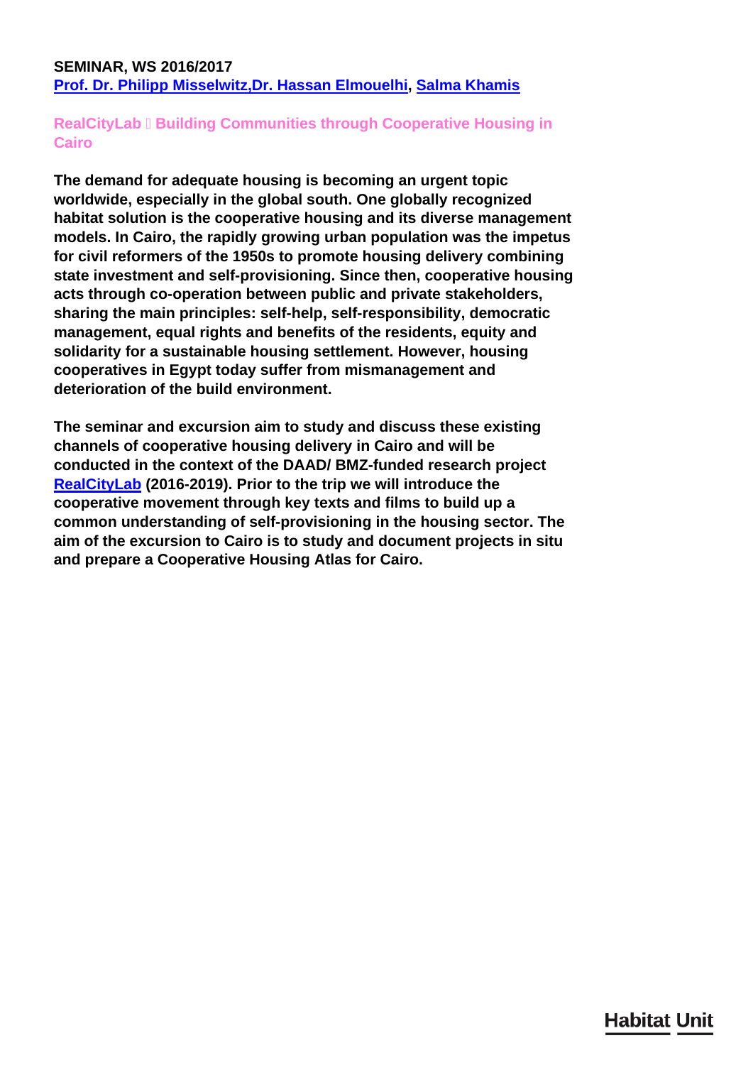**SEMINAR, WS 2016/2017**
**Prof. Dr. Philipp Misselwitz,Dr. Hassan Elmouelhi, Salma Khamis**

## RealCityLab  Building Communities through Cooperative Housing in Cairo

**The demand for adequate housing is becoming an urgent topic worldwide, especially in the global south. One globally recognized habitat solution is the cooperative housing and its diverse management models. In Cairo, the rapidly growing urban population was the impetus for civil reformers of the 1950s to promote housing delivery combining state investment and self-provisioning. Since then, cooperative housing acts through co-operation between public and private stakeholders, sharing the main principles: self-help, self-responsibility, democratic management, equal rights and benefits of the residents, equity and solidarity for a sustainable housing settlement. However, housing cooperatives in Egypt today suffer from mismanagement and deterioration of the build environment.**

**The seminar and excursion aim to study and discuss these existing channels of cooperative housing delivery in Cairo and will be conducted in the context of the DAAD/ BMZ-funded research project RealCityLab (2016-2019). Prior to the trip we will introduce the cooperative movement through key texts and films to build up a common understanding of self-provisioning in the housing sector. The aim of the excursion to Cairo is to study and document projects in situ and prepare a Cooperative Housing Atlas for Cairo.**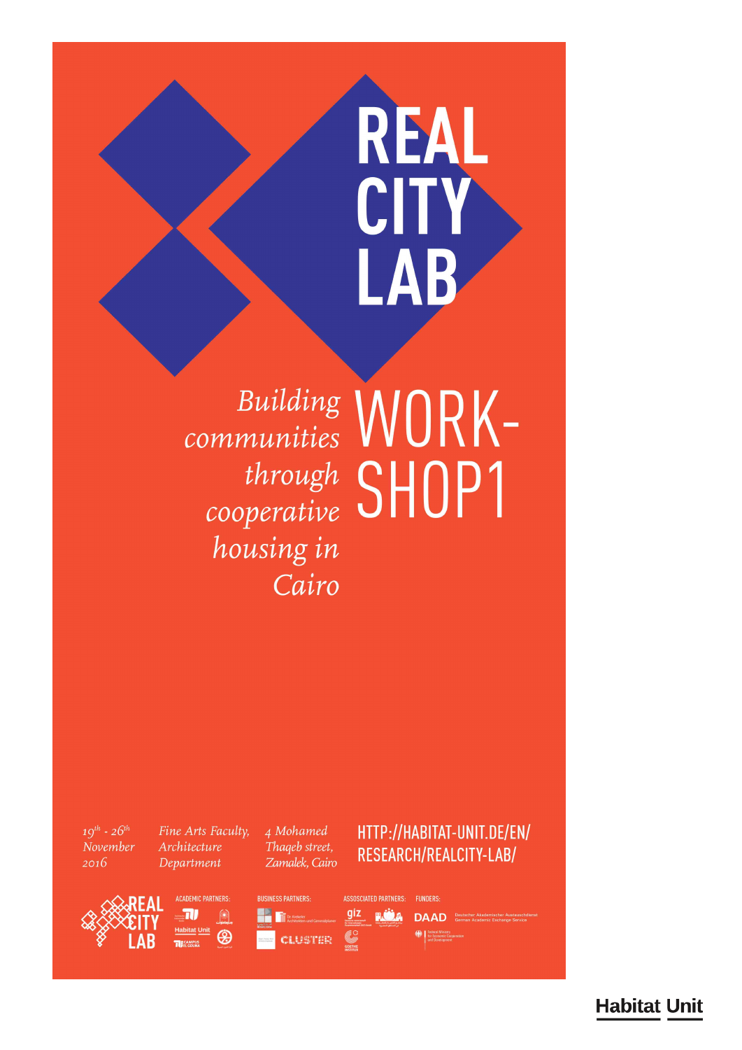# REAL CITY LAB

*Building communities through cooperative housing in Cairo*

# WORK-SHOP1

*19th - 26th November 2016*

*Fine Arts Faculty, Architecture Department*

*4 Mohamed Thaqeb street, Zamalek, Cairo*

HTTP://HABITAT-UNIT.DE/EN/RESEARCH/REALCITY-LAB/

REAL CITY LAB

ACADEMIC PARTNERS: Habitat Unit, TU Campus El Gouna

BUSINESS PARTNERS: Dr. Ambeler Architekten und Generalplaner, CLUSTER

ASSOCIATED PARTNERS: giz, Goethe Institut

FUNDERS: DAAD Deutscher Akademischer Austauschdienst German Academic Exchange Service, Federal Ministry for Economic Cooperation and Development

Habitat Unit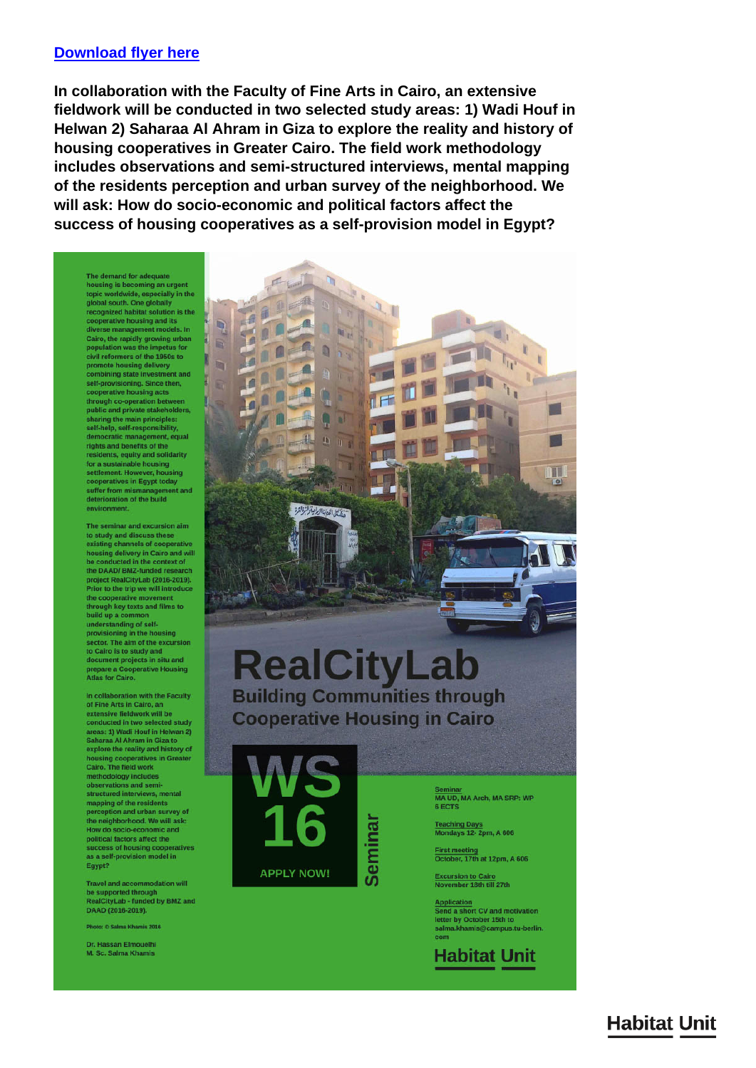[Download flyer here]

**In collaboration with the Faculty of Fine Arts in Cairo, an extensive fieldwork will be conducted in two selected study areas: 1) Wadi Houf in Helwan 2) Saharaa Al Ahram in Giza to explore the reality and history of housing cooperatives in Greater Cairo. The field work methodology includes observations and semi-structured interviews, mental mapping of the residents perception and urban survey of the neighborhood. We will ask: How do socio-economic and political factors affect the success of housing cooperatives as a self-provision model in Egypt?**

The demand for adequate housing is becoming an urgent topic worldwide, especially in the global south. One globally recognized habitat solution is the cooperative housing and its diverse management models. In Cairo, the rapidly growing urban population was the impetus for civil reformers of the 1950s to promote housing delivery combining state investment and self-provisioning. Since then, cooperative housing acts through co-operation between public and private stakeholders, sharing the main principles: self-help, self-responsibility, democratic management, equal rights and benefits of the residents, equity and solidarity for a sustainable housing settlement. However, housing cooperatives in Egypt today suffer from mismanagement and deterioration of the build environment.

The seminar and excursion aim to study and discuss these existing channels of cooperative housing delivery in Cairo and will be conducted in the context of the DAAD/ BMZ-funded research project RealCityLab (2016-2019). Prior to the trip we will introduce the cooperative movement through key texts and films to build up a common understanding of self-provisioning in the housing sector. The aim of the excursion to Cairo is to study and document projects in situ and prepare a Cooperative Housing Atlas for Cairo.

In collaboration with the Faculty of Fine Arts in Cairo, an extensive fieldwork will be conducted in two selected study areas: 1) Wadi Houf in Helwan 2) Saharaa Al Ahram in Giza to explore the reality and history of housing cooperatives in Greater Cairo. The field work methodology includes observations and semi-structured interviews, mental mapping of the residents perception and urban survey of the neighborhood. We will ask: How do socio-economic and political factors affect the success of housing cooperatives as a self-provision model in Egypt?

Travel and accommodation will be supported through RealCityLab - funded by BMZ and DAAD (2016-2019).

Photo: © Salma Khamis 2016

Dr. Hassan Elmouelhi
M. Sc. Salma Khamis

# RealCityLab

## Building Communities through Cooperative Housing in Cairo

**WS 16**

**APPLY NOW!**

**Seminar**

Seminar
MA UD, MA Arch, MA SRP: WP
6 ECTS

Teaching Days
Mondays 12- 2pm, A 606

First meeting
October, 17th at 12pm, A 606

Excursion to Cairo
November 18th till 27th

Application
Send a short CV and motivation letter by October 15th to salma.khamis@campus.tu-berlin.com

**Habitat Unit**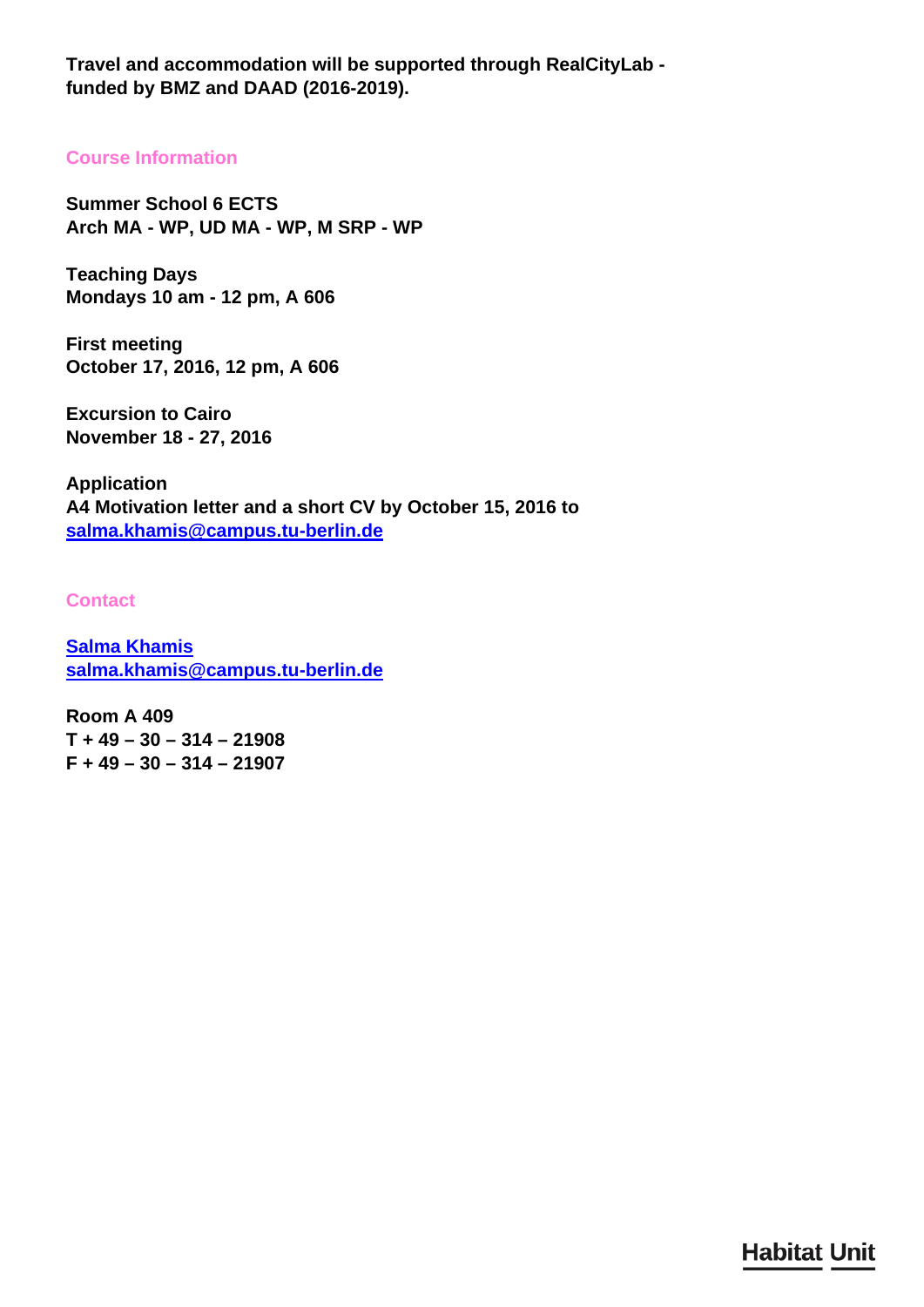**Travel and accommodation will be supported through RealCityLab - funded by BMZ and DAAD (2016-2019).**

## Course Information

**Summer School 6 ECTS**
**Arch MA - WP, UD MA - WP, M SRP - WP**

**Teaching Days**
**Mondays 10 am - 12 pm, A 606**

**First meeting**
**October 17, 2016, 12 pm, A 606**

**Excursion to Cairo**
**November 18 - 27, 2016**

**Application**
**A4 Motivation letter and a short CV by October 15, 2016 to**
**salma.khamis@campus.tu-berlin.de**

## Contact

**Salma Khamis**
**salma.khamis@campus.tu-berlin.de**

**Room A 409**
**T + 49 – 30 – 314 – 21908**
**F + 49 – 30 – 314 – 21907**

**Habitat Unit**